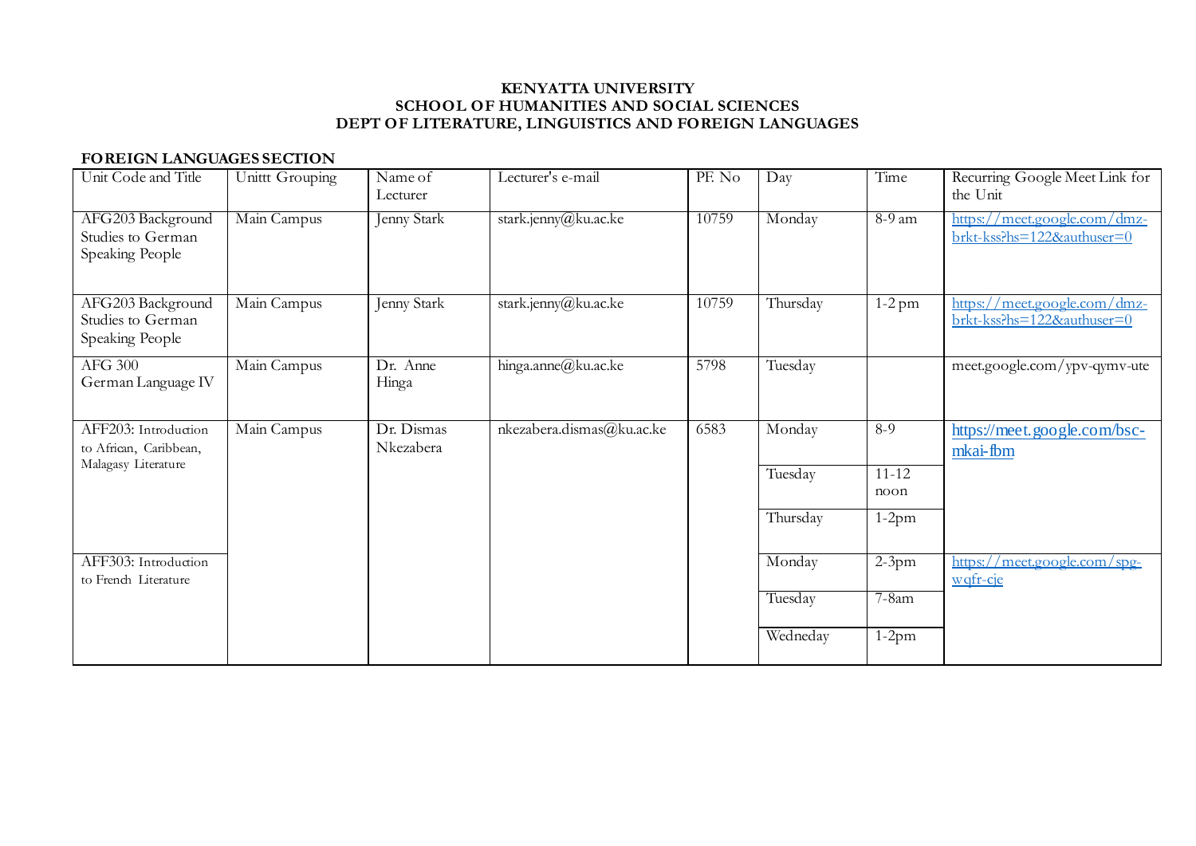**KENYATTA UNIVERSITY**
**SCHOOL OF HUMANITIES AND SOCIAL SCIENCES**
**DEPT OF LITERATURE, LINGUISTICS AND FOREIGN LANGUAGES**

**FOREIGN LANGUAGES SECTION**

| Unit Code and Title | Unittt Grouping | Name of Lecturer | Lecturer's e-mail | PF. No | Day | Time | Recurring Google Meet Link for the Unit |
|---|---|---|---|---|---|---|---|
| AFG203 Background Studies to German Speaking People | Main Campus | Jenny Stark | stark.jenny@ku.ac.ke | 10759 | Monday | 8-9 am | https://meet.google.com/dmz-brkt-kss?hs=122&authuser=0 |
| AFG203 Background Studies to German Speaking People | Main Campus | Jenny Stark | stark.jenny@ku.ac.ke | 10759 | Thursday | 1-2 pm | https://meet.google.com/dmz-brkt-kss?hs=122&authuser=0 |
| AFG 300 German Language IV | Main Campus | Dr. Anne Hinga | hinga.anne@ku.ac.ke | 5798 | Tuesday | | meet.google.com/ypv-qymv-ute |
| AFF203: Introduction to African, Caribbean, Malagasy Literature | Main Campus | Dr. Dismas Nkezabera | nkezabera.dismas@ku.ac.ke | 6583 | Monday | 8-9 | https://meet.google.com/bsc-mkai-fbm |
| | | | | | Tuesday | 11-12 noon | |
| | | | | | Thursday | 1-2pm | |
| AFF303: Introduction to French Literature | | | | | Monday | 2-3pm | https://meet.google.com/spg-wqfr-cje |
| | | | | | Tuesday | 7-8am | |
| | | | | | Wedneday | 1-2pm | |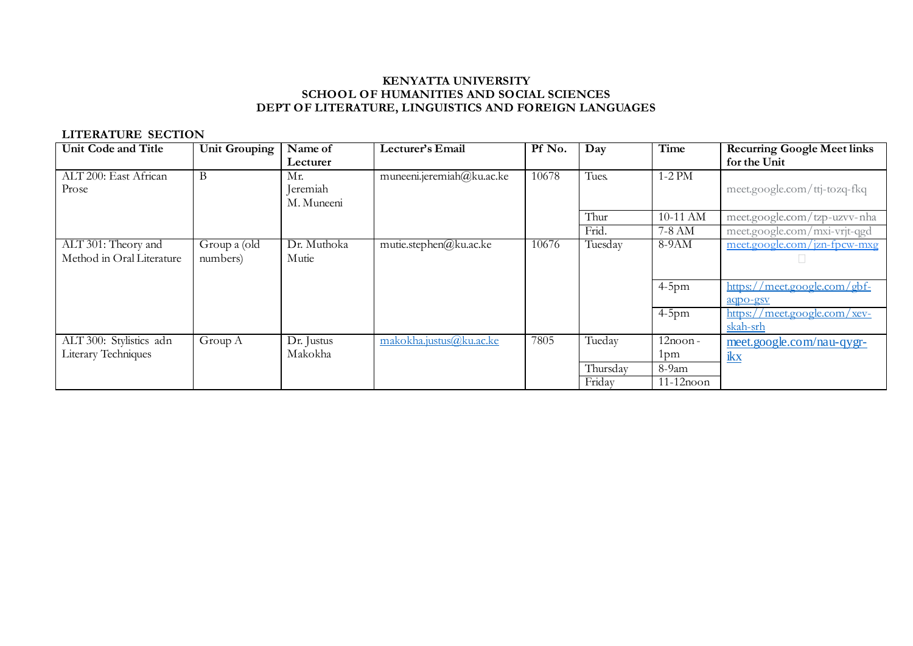**KENYATTA UNIVERSITY**
**SCHOOL OF HUMANITIES AND SOCIAL SCIENCES**
**DEPT OF LITERATURE, LINGUISTICS AND FOREIGN LANGUAGES**

**LITERATURE SECTION**

| Unit Code and Title | Unit Grouping | Name of Lecturer | Lecturer's Email | Pf No. | Day | Time | Recurring Google Meet links for the Unit |
|---|---|---|---|---|---|---|---|
| ALT 200: East African Prose | B | Mr. Jeremiah M. Muneeni | muneeni.jeremiah@ku.ac.ke | 10678 | Tues. | 1-2 PM | meet.google.com/ttj-tozq-fkq |
| | | | | | Thur | 10-11 AM | meet.google.com/tzp-uzvv-nha |
| | | | | | Frid. | 7-8 AM | meet.google.com/mxi-vrjt-qgd |
| ALT 301: Theory and Method in Oral Literature | Group a (old numbers) | Dr. Muthoka Mutie | mutie.stephen@ku.ac.ke | 10676 | Tuesday | 8-9AM | meet.google.com/jzn-fpcw-mxg |
| | | | | | | 4-5pm | https://meet.google.com/gbf-aqpo-gsv |
| | | | | | | 4-5pm | https://meet.google.com/xev-skah-srh |
| ALT 300: Stylistics adn Literary Techniques | Group A | Dr. Justus Makokha | makokha.justus@ku.ac.ke | 7805 | Tueday | 12noon - 1pm | meet.google.com/nau-qygr-ikx |
| | | | | | Thursday | 8-9am | |
| | | | | | Friday | 11-12noon | |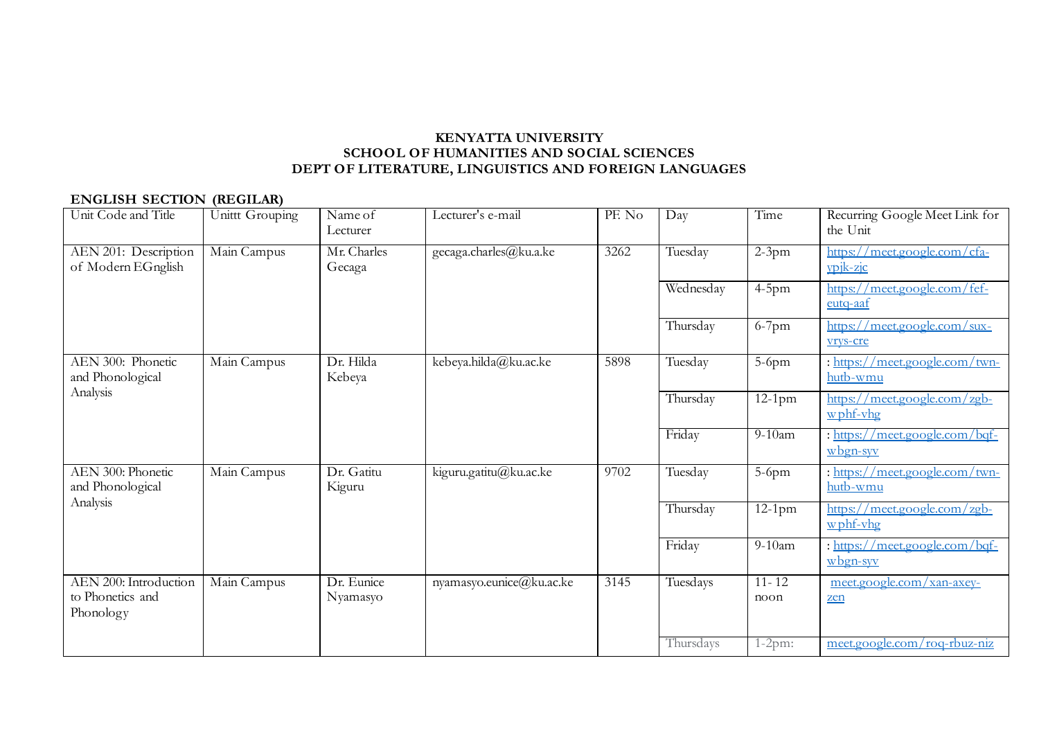**KENYATTA UNIVERSITY**
**SCHOOL OF HUMANITIES AND SOCIAL SCIENCES**
**DEPT OF LITERATURE, LINGUISTICS AND FOREIGN LANGUAGES**

**ENGLISH SECTION (REGILAR)**

| Unit Code and Title | Unittt Grouping | Name of Lecturer | Lecturer's e-mail | PF. No | Day | Time | Recurring Google Meet Link for the Unit |
|---|---|---|---|---|---|---|---|
| AEN 201: Description of Modern EGnglish | Main Campus | Mr. Charles Gecaga | gecaga.charles@ku.a.ke | 3262 | Tuesday | 2-3pm | https://meet.google.com/cfa-ypjk-zjc |
| | | | | | Wednesday | 4-5pm | https://meet.google.com/fef-eutq-aaf |
| | | | | | Thursday | 6-7pm | https://meet.google.com/sux-vrys-cre |
| AEN 300: Phonetic and Phonological Analysis | Main Campus | Dr. Hilda Kebeya | kebeya.hilda@ku.ac.ke | 5898 | Tuesday | 5-6pm | : https://meet.google.com/twn-hutb-wmu |
| | | | | | Thursday | 12-1pm | https://meet.google.com/zgb-wphf-vhg |
| | | | | | Friday | 9-10am | : https://meet.google.com/bqf-wbgn-syv |
| AEN 300: Phonetic and Phonological Analysis | Main Campus | Dr. Gatitu Kiguru | kiguru.gatitu@ku.ac.ke | 9702 | Tuesday | 5-6pm | : https://meet.google.com/twn-hutb-wmu |
| | | | | | Thursday | 12-1pm | https://meet.google.com/zgb-wphf-vhg |
| | | | | | Friday | 9-10am | : https://meet.google.com/bqf-wbgn-syv |
| AEN 200: Introduction to Phonetics and Phonology | Main Campus | Dr. Eunice Nyamasyo | nyamasyo.eunice@ku.ac.ke | 3145 | Tuesdays | 11- 12 noon | meet.google.com/xan-axey-zen |
| | | | | | Thursdays | 1-2pm: | meet.google.com/roq-rbuz-niz |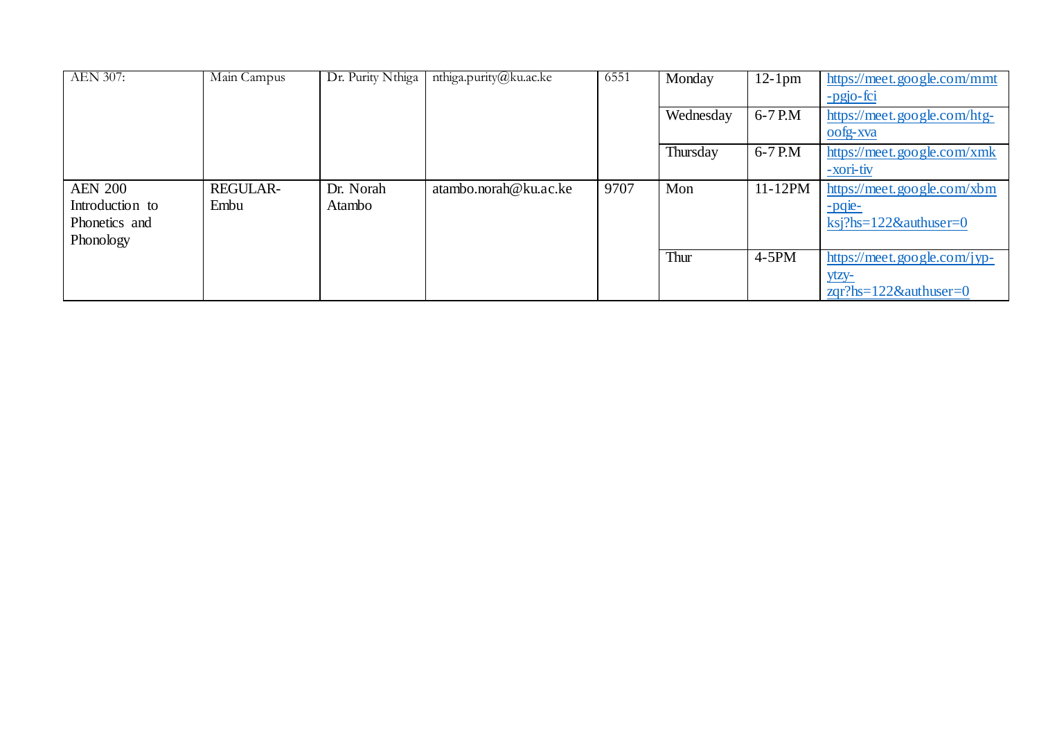| AEN 307: | Main Campus | Dr. Purity Nthiga | nthiga.purity@ku.ac.ke | 6551 | Monday | 12-1pm | https://meet.google.com/mmt-pgjo-fci |
|---|---|---|---|---|---|---|---|
| | | | | | Wednesday | 6-7 P.M | https://meet.google.com/htg-oofg-xva |
| | | | | | Thursday | 6-7 P.M | https://meet.google.com/xmk-xori-tiv |
| AEN 200 Introduction to Phonetics and Phonology | REGULAR-Embu | Dr. Norah Atambo | atambo.norah@ku.ac.ke | 9707 | Mon | 11-12PM | https://meet.google.com/xbm-pqie-ksj?hs=122&authuser=0 |
| | | | | | Thur | 4-5PM | https://meet.google.com/jyp-ytzy-zqr?hs=122&authuser=0 |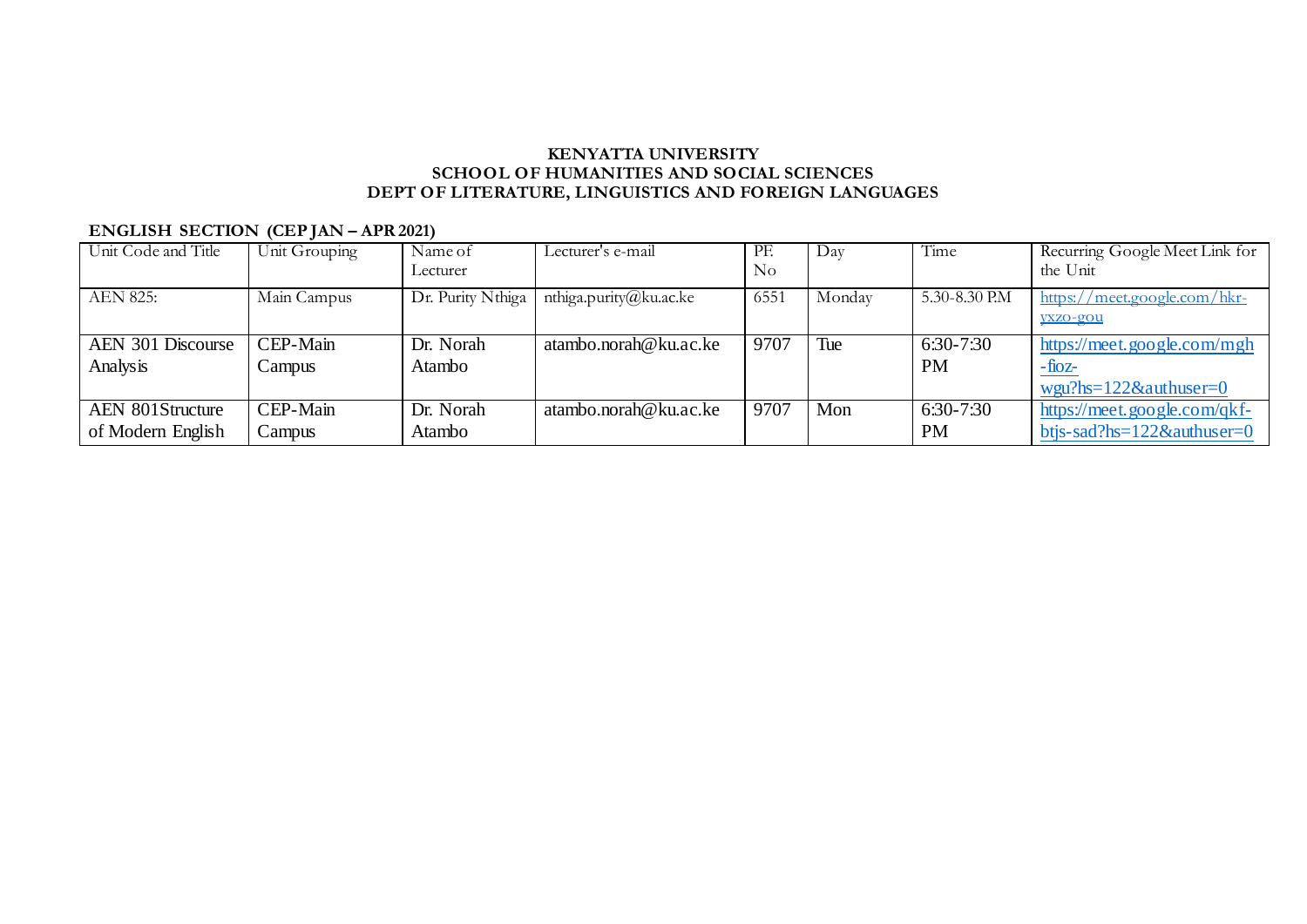**KENYATTA UNIVERSITY**
**SCHOOL OF HUMANITIES AND SOCIAL SCIENCES**
**DEPT OF LITERATURE, LINGUISTICS AND FOREIGN LANGUAGES**

**ENGLISH SECTION (CEP JAN – APR 2021)**

| Unit Code and Title | Unit Grouping | Name of Lecturer | Lecturer's e-mail | PF. No | Day | Time | Recurring Google Meet Link for the Unit |
|---|---|---|---|---|---|---|---|
| AEN 825: | Main Campus | Dr. Purity Nthiga | nthiga.purity@ku.ac.ke | 6551 | Monday | 5.30-8.30 P.M | https://meet.google.com/hkr-yxzo-gou |
| AEN 301 Discourse Analysis | CEP-Main Campus | Dr. Norah Atambo | atambo.norah@ku.ac.ke | 9707 | Tue | 6:30-7:30 PM | https://meet.google.com/mgh-fioz-wgu?hs=122&authuser=0 |
| AEN 801Structure of Modern English | CEP-Main Campus | Dr. Norah Atambo | atambo.norah@ku.ac.ke | 9707 | Mon | 6:30-7:30 PM | https://meet.google.com/qkf-btjs-sad?hs=122&authuser=0 |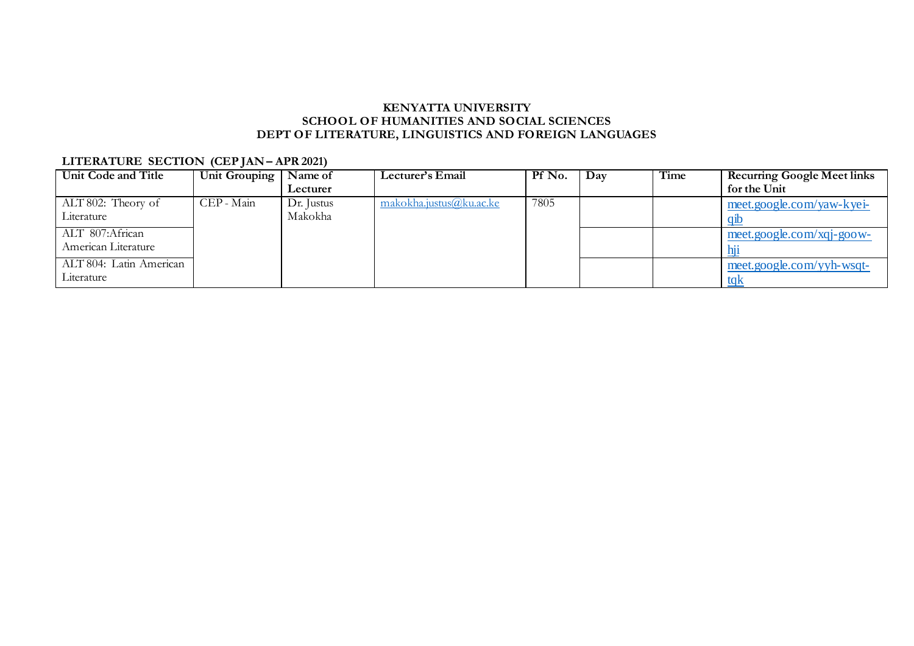**KENYATTA UNIVERSITY**
**SCHOOL OF HUMANITIES AND SOCIAL SCIENCES**
**DEPT OF LITERATURE, LINGUISTICS AND FOREIGN LANGUAGES**

**LITERATURE SECTION (CEP JAN – APR 2021)**

| Unit Code and Title | Unit Grouping | Name of Lecturer | Lecturer's Email | Pf No. | Day | Time | Recurring Google Meet links for the Unit |
|---|---|---|---|---|---|---|---|
| ALT 802: Theory of Literature | CEP - Main | Dr. Justus Makokha | makokha.justus@ku.ac.ke | 7805 | | | meet.google.com/yaw-kyei-qib |
| ALT 807:African American Literature | | | | | | | meet.google.com/xqj-goow-hji |
| ALT 804: Latin American Literature | | | | | | | meet.google.com/yyh-wsqt-tqk |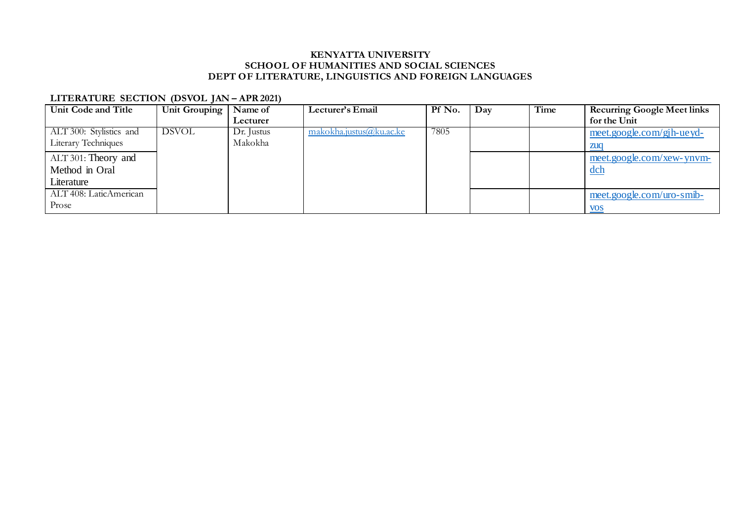**KENYATTA UNIVERSITY**
**SCHOOL OF HUMANITIES AND SOCIAL SCIENCES**
**DEPT OF LITERATURE, LINGUISTICS AND FOREIGN LANGUAGES**

**LITERATURE SECTION (DSVOL JAN – APR 2021)**

| Unit Code and Title | Unit Grouping | Name of Lecturer | Lecturer's Email | Pf No. | Day | Time | Recurring Google Meet links for the Unit |
|---|---|---|---|---|---|---|---|
| ALT 300: Stylistics and Literary Techniques | DSVOL | Dr. Justus Makokha | makokha.justus@ku.ac.ke | 7805 | | | meet.google.com/gjh-ueyd-zuq |
| ALT 301: Theory and Method in Oral Literature | | | | | | | meet.google.com/xew-ynvm-dch |
| ALT 408: LaticAmerican Prose | | | | | | | meet.google.com/uro-smib-vos |